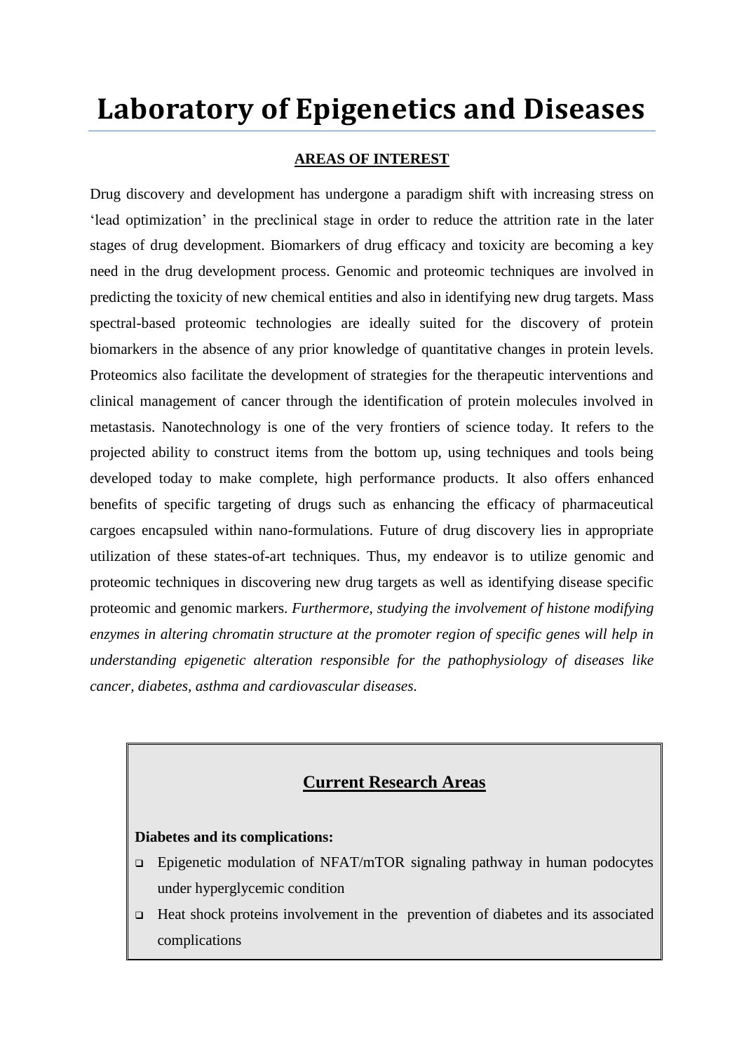# Laboratory of Epigenetics and Diseases

## AREAS OF INTEREST

Drug discovery and development has undergone a paradigm shift with increasing stress on 'lead optimization' in the preclinical stage in order to reduce the attrition rate in the later stages of drug development. Biomarkers of drug efficacy and toxicity are becoming a key need in the drug development process. Genomic and proteomic techniques are involved in predicting the toxicity of new chemical entities and also in identifying new drug targets. Mass spectral-based proteomic technologies are ideally suited for the discovery of protein biomarkers in the absence of any prior knowledge of quantitative changes in protein levels. Proteomics also facilitate the development of strategies for the therapeutic interventions and clinical management of cancer through the identification of protein molecules involved in metastasis. Nanotechnology is one of the very frontiers of science today. It refers to the projected ability to construct items from the bottom up, using techniques and tools being developed today to make complete, high performance products. It also offers enhanced benefits of specific targeting of drugs such as enhancing the efficacy of pharmaceutical cargoes encapsuled within nano-formulations. Future of drug discovery lies in appropriate utilization of these states-of-art techniques. Thus, my endeavor is to utilize genomic and proteomic techniques in discovering new drug targets as well as identifying disease specific proteomic and genomic markers. *Furthermore, studying the involvement of histone modifying enzymes in altering chromatin structure at the promoter region of specific genes will help in understanding epigenetic alteration responsible for the pathophysiology of diseases like cancer, diabetes, asthma and cardiovascular diseases.*

## Current Research Areas

**Diabetes and its complications:**

- Epigenetic modulation of NFAT/mTOR signaling pathway in human podocytes under hyperglycemic condition
- Heat shock proteins involvement in the prevention of diabetes and its associated complications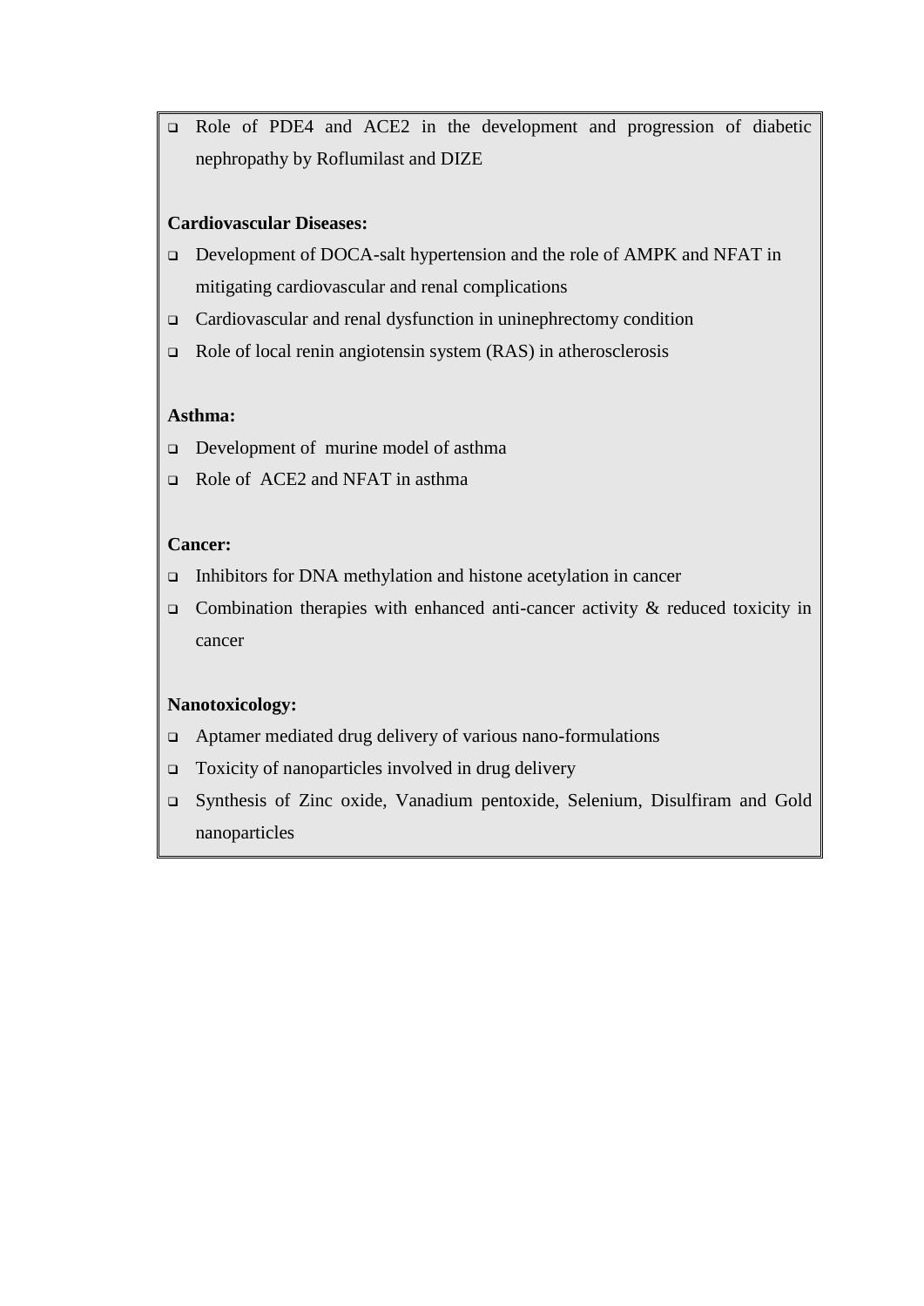- Role of PDE4 and ACE2 in the development and progression of diabetic nephropathy by Roflumilast and DIZE

**Cardiovascular Diseases:**

- Development of DOCA-salt hypertension and the role of AMPK and NFAT in mitigating cardiovascular and renal complications
- Cardiovascular and renal dysfunction in uninephrectomy condition
- Role of local renin angiotensin system (RAS) in atherosclerosis

**Asthma:**

- Development of murine model of asthma
- Role of ACE2 and NFAT in asthma

**Cancer:**

- Inhibitors for DNA methylation and histone acetylation in cancer
- Combination therapies with enhanced anti-cancer activity & reduced toxicity in cancer

**Nanotoxicology:**

- Aptamer mediated drug delivery of various nano-formulations
- Toxicity of nanoparticles involved in drug delivery
- Synthesis of Zinc oxide, Vanadium pentoxide, Selenium, Disulfiram and Gold nanoparticles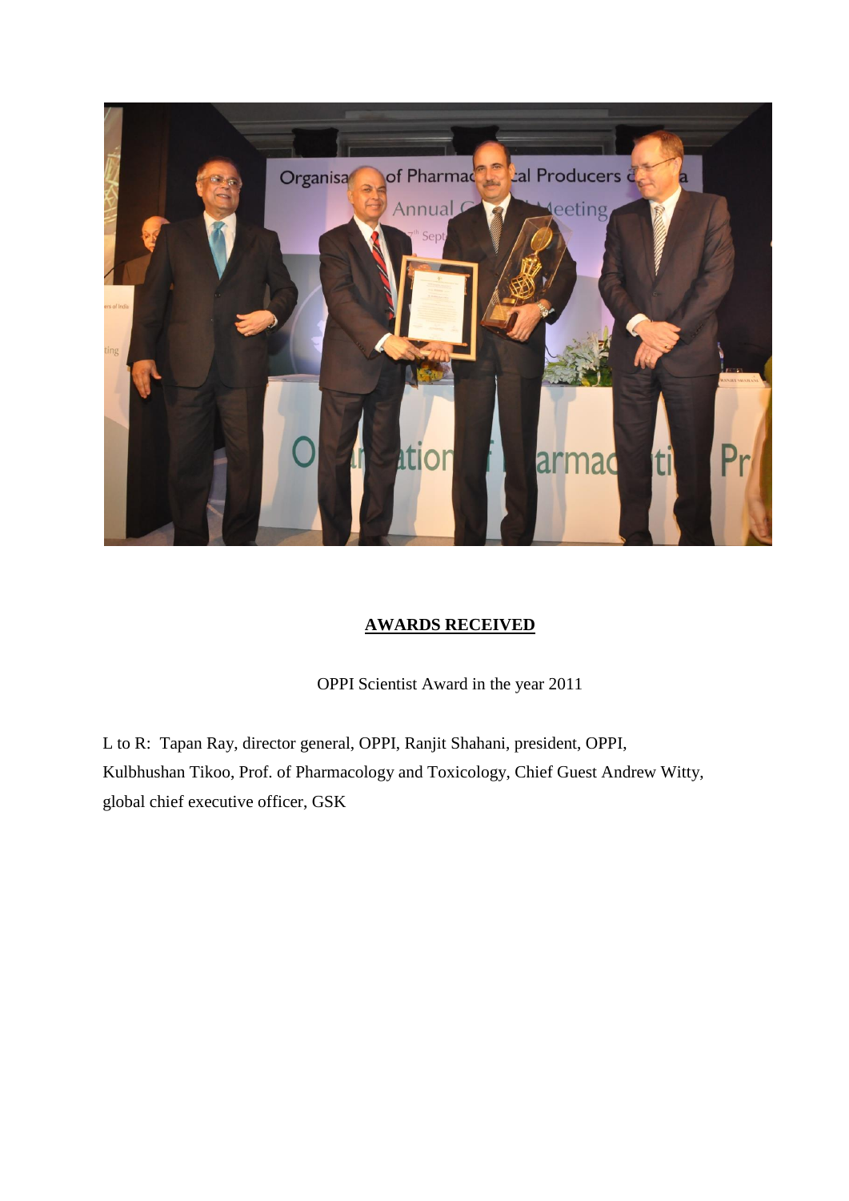## AWARDS RECEIVED

OPPI Scientist Award in the year 2011

L to R: Tapan Ray, director general, OPPI, Ranjit Shahani, president, OPPI, Kulbhushan Tikoo, Prof. of Pharmacology and Toxicology, Chief Guest Andrew Witty, global chief executive officer, GSK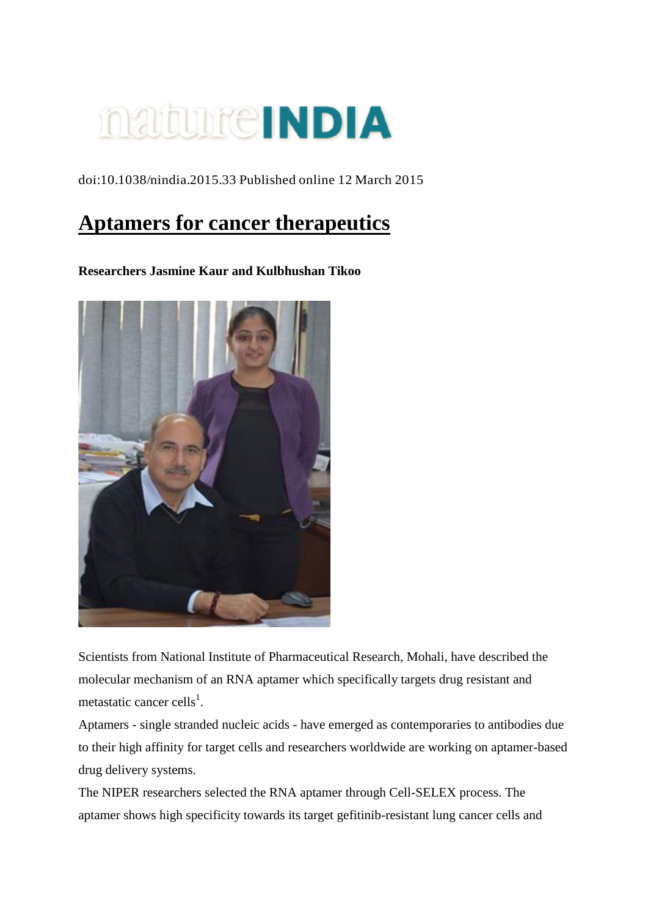natureINDIA

doi:10.1038/nindia.2015.33 Published online 12 March 2015

# Aptamers for cancer therapeutics

**Researchers Jasmine Kaur and Kulbhushan Tikoo**

Scientists from National Institute of Pharmaceutical Research, Mohali, have described the molecular mechanism of an RNA aptamer which specifically targets drug resistant and metastatic cancer cells[1].

Aptamers - single stranded nucleic acids - have emerged as contemporaries to antibodies due to their high affinity for target cells and researchers worldwide are working on aptamer-based drug delivery systems.

The NIPER researchers selected the RNA aptamer through Cell-SELEX process. The aptamer shows high specificity towards its target gefitinib-resistant lung cancer cells and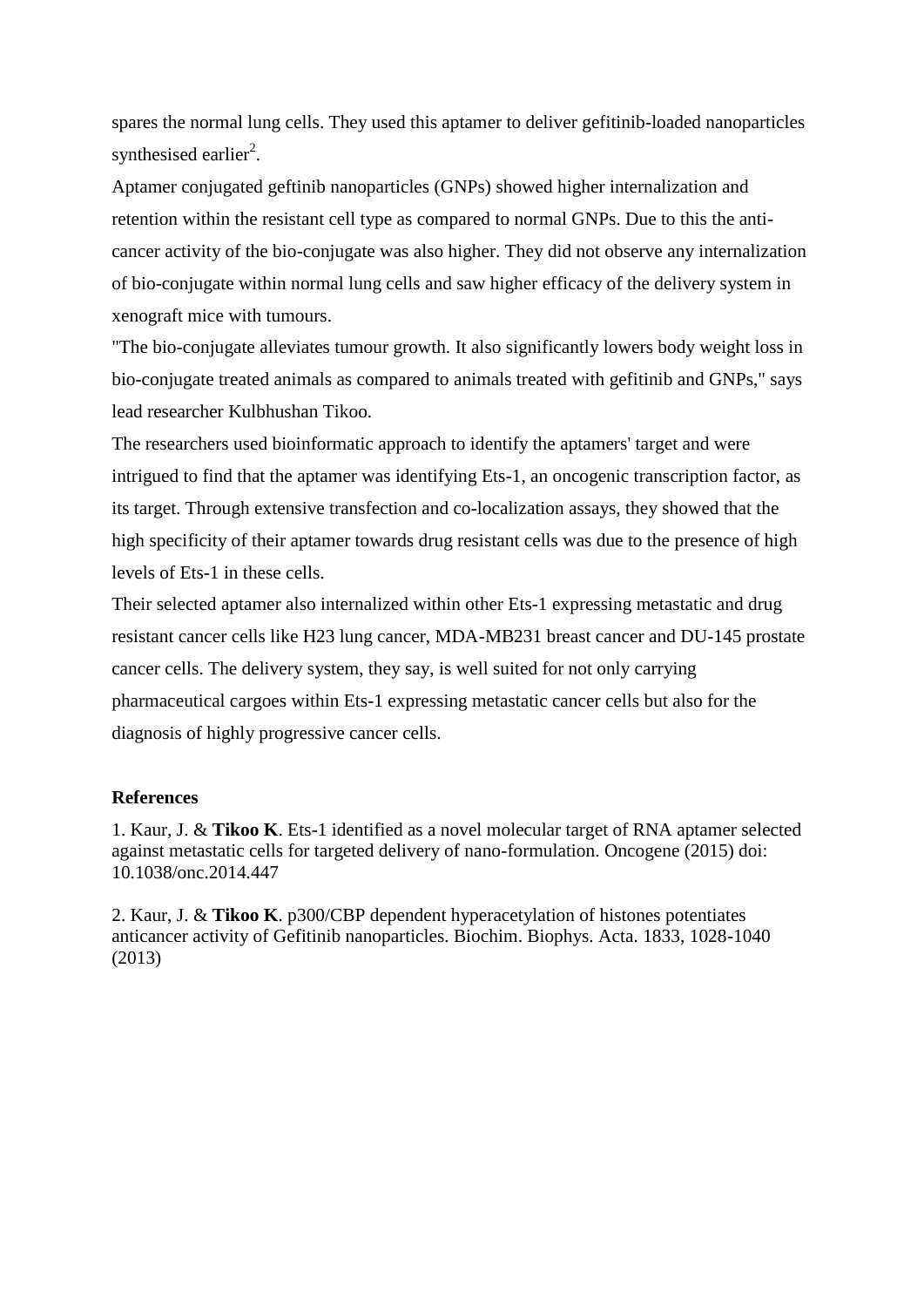spares the normal lung cells. They used this aptamer to deliver gefitinib-loaded nanoparticles synthesised earlier[2].

Aptamer conjugated geftinib nanoparticles (GNPs) showed higher internalization and retention within the resistant cell type as compared to normal GNPs. Due to this the anti-cancer activity of the bio-conjugate was also higher. They did not observe any internalization of bio-conjugate within normal lung cells and saw higher efficacy of the delivery system in xenograft mice with tumours.

"The bio-conjugate alleviates tumour growth. It also significantly lowers body weight loss in bio-conjugate treated animals as compared to animals treated with gefitinib and GNPs," says lead researcher Kulbhushan Tikoo.

The researchers used bioinformatic approach to identify the aptamers' target and were intrigued to find that the aptamer was identifying Ets-1, an oncogenic transcription factor, as its target. Through extensive transfection and co-localization assays, they showed that the high specificity of their aptamer towards drug resistant cells was due to the presence of high levels of Ets-1 in these cells.

Their selected aptamer also internalized within other Ets-1 expressing metastatic and drug resistant cancer cells like H23 lung cancer, MDA-MB231 breast cancer and DU-145 prostate cancer cells. The delivery system, they say, is well suited for not only carrying pharmaceutical cargoes within Ets-1 expressing metastatic cancer cells but also for the diagnosis of highly progressive cancer cells.

**References**

1. Kaur, J. & **Tikoo K**. Ets-1 identified as a novel molecular target of RNA aptamer selected against metastatic cells for targeted delivery of nano-formulation. Oncogene (2015) doi: 10.1038/onc.2014.447

2. Kaur, J. & **Tikoo K**. p300/CBP dependent hyperacetylation of histones potentiates anticancer activity of Gefitinib nanoparticles. Biochim. Biophys. Acta. 1833, 1028-1040 (2013)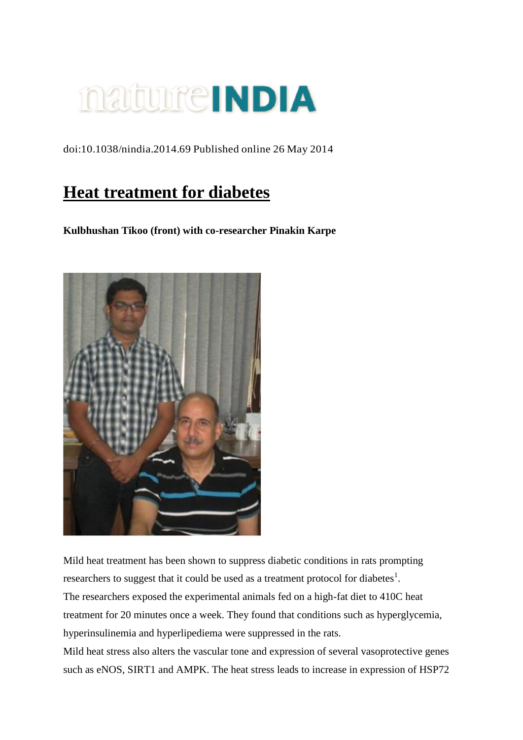natureINDIA

doi:10.1038/nindia.2014.69 Published online 26 May 2014

# Heat treatment for diabetes

**Kulbhushan Tikoo (front) with co-researcher Pinakin Karpe**

Mild heat treatment has been shown to suppress diabetic conditions in rats prompting researchers to suggest that it could be used as a treatment protocol for diabetes[1].

The researchers exposed the experimental animals fed on a high-fat diet to 410C heat treatment for 20 minutes once a week. They found that conditions such as hyperglycemia, hyperinsulinemia and hyperlipediema were suppressed in the rats.

Mild heat stress also alters the vascular tone and expression of several vasoprotective genes such as eNOS, SIRT1 and AMPK. The heat stress leads to increase in expression of HSP72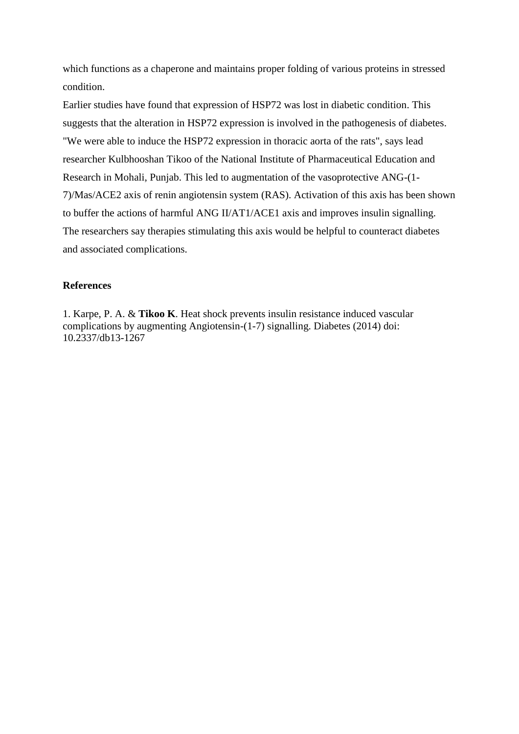which functions as a chaperone and maintains proper folding of various proteins in stressed condition.

Earlier studies have found that expression of HSP72 was lost in diabetic condition. This suggests that the alteration in HSP72 expression is involved in the pathogenesis of diabetes. "We were able to induce the HSP72 expression in thoracic aorta of the rats", says lead researcher Kulbhooshan Tikoo of the National Institute of Pharmaceutical Education and Research in Mohali, Punjab. This led to augmentation of the vasoprotective ANG-(1-7)/Mas/ACE2 axis of renin angiotensin system (RAS). Activation of this axis has been shown to buffer the actions of harmful ANG II/AT1/ACE1 axis and improves insulin signalling. The researchers say therapies stimulating this axis would be helpful to counteract diabetes and associated complications.

**References**

1. Karpe, P. A. & **Tikoo K**. Heat shock prevents insulin resistance induced vascular complications by augmenting Angiotensin-(1-7) signalling. Diabetes (2014) doi: 10.2337/db13-1267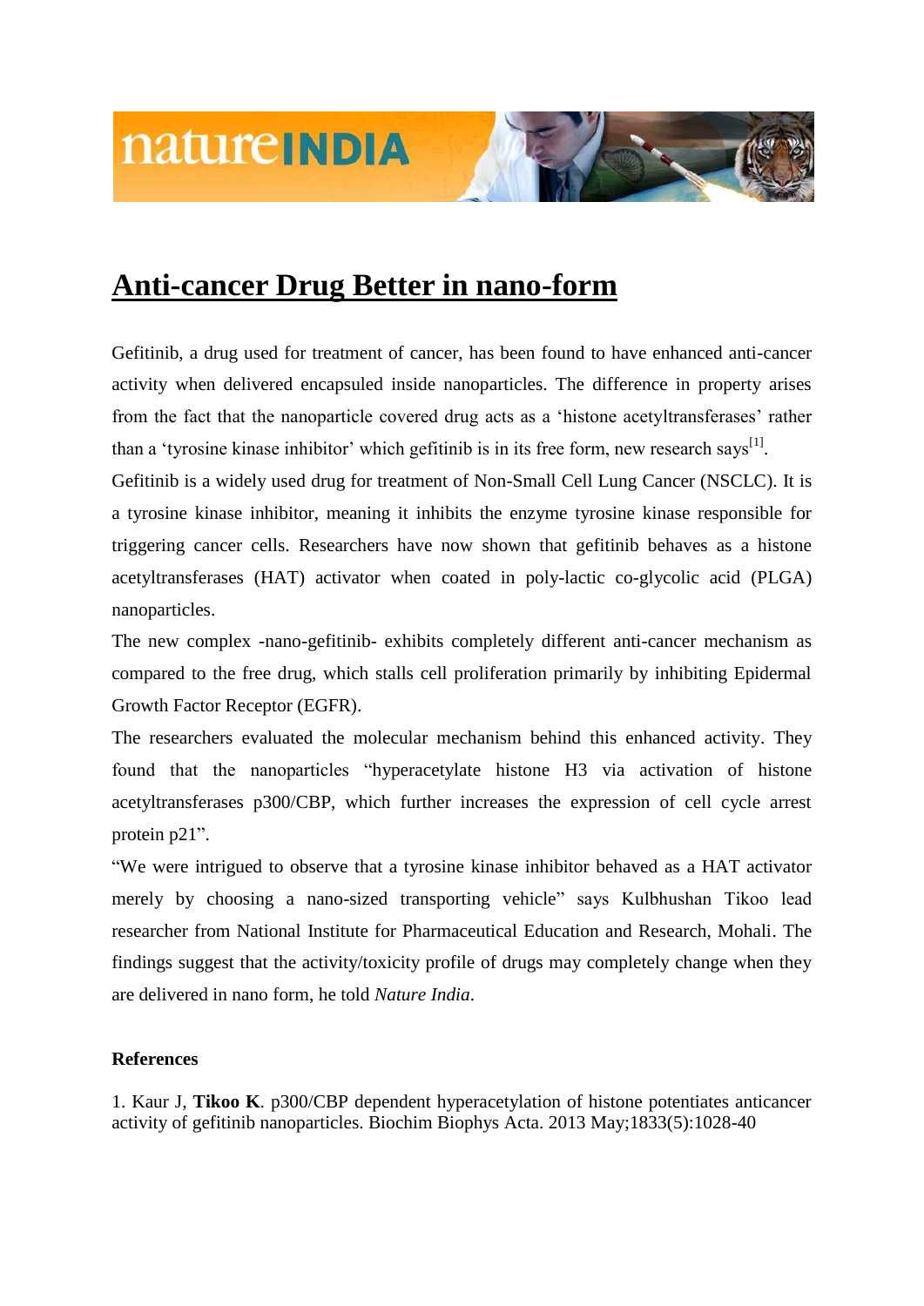natureINDIA

# Anti-cancer Drug Better in nano-form

Gefitinib, a drug used for treatment of cancer, has been found to have enhanced anti-cancer activity when delivered encapsuled inside nanoparticles. The difference in property arises from the fact that the nanoparticle covered drug acts as a 'histone acetyltransferases' rather than a 'tyrosine kinase inhibitor' which gefitinib is in its free form, new research says[1].

Gefitinib is a widely used drug for treatment of Non-Small Cell Lung Cancer (NSCLC). It is a tyrosine kinase inhibitor, meaning it inhibits the enzyme tyrosine kinase responsible for triggering cancer cells. Researchers have now shown that gefitinib behaves as a histone acetyltransferases (HAT) activator when coated in poly-lactic co-glycolic acid (PLGA) nanoparticles.

The new complex -nano-gefitinib- exhibits completely different anti-cancer mechanism as compared to the free drug, which stalls cell proliferation primarily by inhibiting Epidermal Growth Factor Receptor (EGFR).

The researchers evaluated the molecular mechanism behind this enhanced activity. They found that the nanoparticles "hyperacetylate histone H3 via activation of histone acetyltransferases p300/CBP, which further increases the expression of cell cycle arrest protein p21".

"We were intrigued to observe that a tyrosine kinase inhibitor behaved as a HAT activator merely by choosing a nano-sized transporting vehicle" says Kulbhushan Tikoo lead researcher from National Institute for Pharmaceutical Education and Research, Mohali. The findings suggest that the activity/toxicity profile of drugs may completely change when they are delivered in nano form, he told *Nature India*.

**References**

1. Kaur J, **Tikoo K**. p300/CBP dependent hyperacetylation of histone potentiates anticancer activity of gefitinib nanoparticles. Biochim Biophys Acta. 2013 May;1833(5):1028-40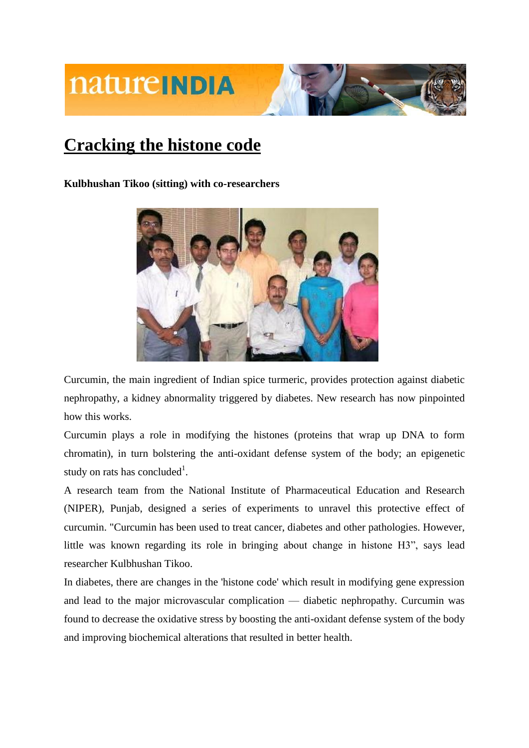# Cracking the histone code

**Kulbhushan Tikoo (sitting) with co-researchers**

Curcumin, the main ingredient of Indian spice turmeric, provides protection against diabetic nephropathy, a kidney abnormality triggered by diabetes. New research has now pinpointed how this works.

Curcumin plays a role in modifying the histones (proteins that wrap up DNA to form chromatin), in turn bolstering the anti-oxidant defense system of the body; an epigenetic study on rats has concluded[1].

A research team from the National Institute of Pharmaceutical Education and Research (NIPER), Punjab, designed a series of experiments to unravel this protective effect of curcumin. "Curcumin has been used to treat cancer, diabetes and other pathologies. However, little was known regarding its role in bringing about change in histone H3", says lead researcher Kulbhushan Tikoo.

In diabetes, there are changes in the 'histone code' which result in modifying gene expression and lead to the major microvascular complication — diabetic nephropathy. Curcumin was found to decrease the oxidative stress by boosting the anti-oxidant defense system of the body and improving biochemical alterations that resulted in better health.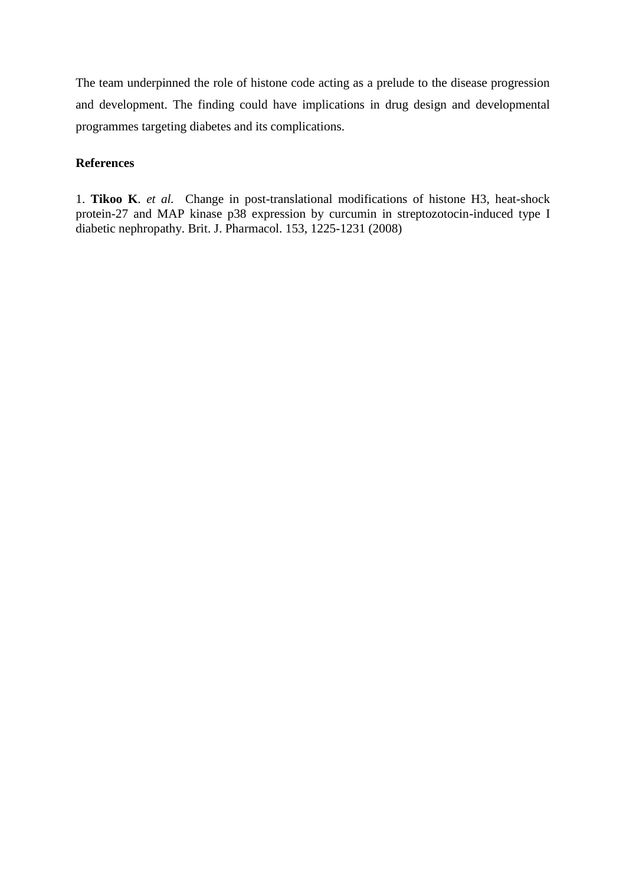The team underpinned the role of histone code acting as a prelude to the disease progression and development. The finding could have implications in drug design and developmental programmes targeting diabetes and its complications.

**References**

1. **Tikoo K**. *et al.* Change in post-translational modifications of histone H3, heat-shock protein-27 and MAP kinase p38 expression by curcumin in streptozotocin-induced type I diabetic nephropathy. Brit. J. Pharmacol. 153, 1225-1231 (2008)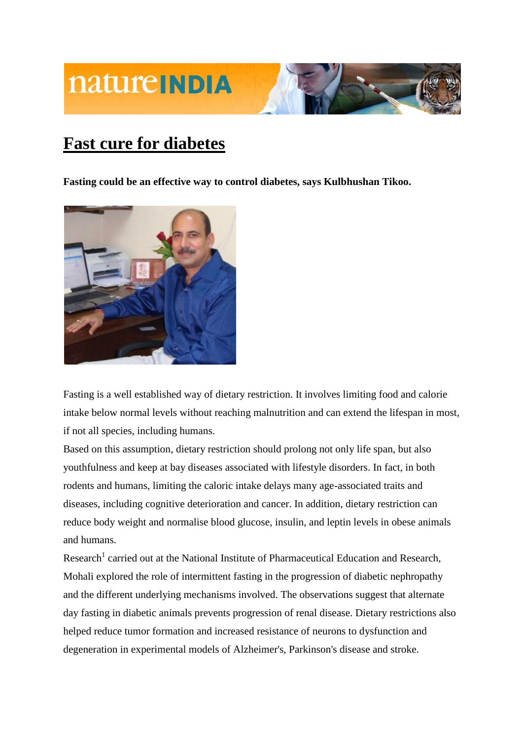# Fast cure for diabetes

**Fasting could be an effective way to control diabetes, says Kulbhushan Tikoo.**

Fasting is a well established way of dietary restriction. It involves limiting food and calorie intake below normal levels without reaching malnutrition and can extend the lifespan in most, if not all species, including humans.

Based on this assumption, dietary restriction should prolong not only life span, but also youthfulness and keep at bay diseases associated with lifestyle disorders. In fact, in both rodents and humans, limiting the caloric intake delays many age-associated traits and diseases, including cognitive deterioration and cancer. In addition, dietary restriction can reduce body weight and normalise blood glucose, insulin, and leptin levels in obese animals and humans.

Research[1] carried out at the National Institute of Pharmaceutical Education and Research, Mohali explored the role of intermittent fasting in the progression of diabetic nephropathy and the different underlying mechanisms involved. The observations suggest that alternate day fasting in diabetic animals prevents progression of renal disease. Dietary restrictions also helped reduce tumor formation and increased resistance of neurons to dysfunction and degeneration in experimental models of Alzheimer's, Parkinson's disease and stroke.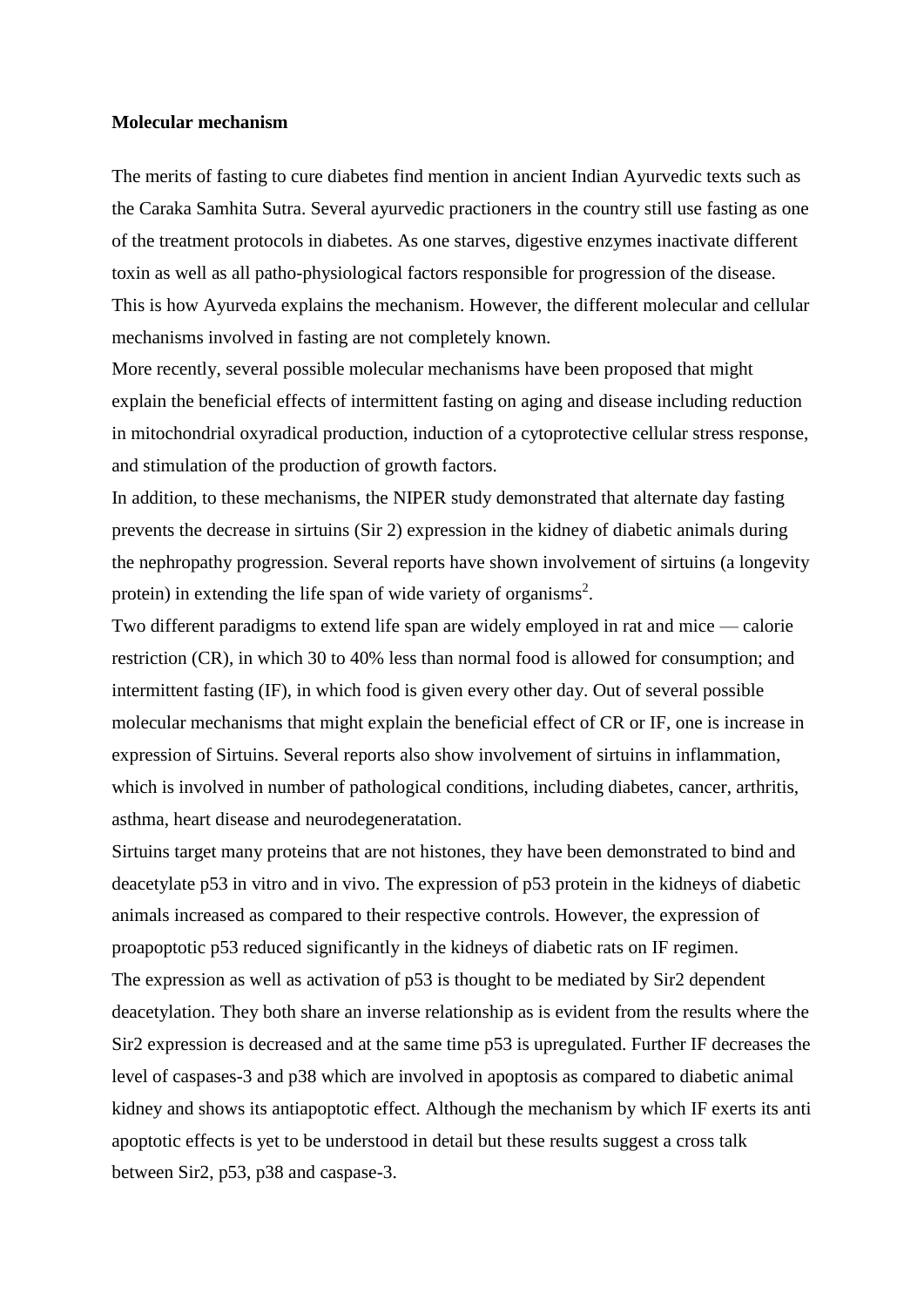**Molecular mechanism**

The merits of fasting to cure diabetes find mention in ancient Indian Ayurvedic texts such as the Caraka Samhita Sutra. Several ayurvedic practioners in the country still use fasting as one of the treatment protocols in diabetes. As one starves, digestive enzymes inactivate different toxin as well as all patho-physiological factors responsible for progression of the disease. This is how Ayurveda explains the mechanism. However, the different molecular and cellular mechanisms involved in fasting are not completely known.

More recently, several possible molecular mechanisms have been proposed that might explain the beneficial effects of intermittent fasting on aging and disease including reduction in mitochondrial oxyradical production, induction of a cytoprotective cellular stress response, and stimulation of the production of growth factors.

In addition, to these mechanisms, the NIPER study demonstrated that alternate day fasting prevents the decrease in sirtuins (Sir 2) expression in the kidney of diabetic animals during the nephropathy progression. Several reports have shown involvement of sirtuins (a longevity protein) in extending the life span of wide variety of organisms[2].

Two different paradigms to extend life span are widely employed in rat and mice — calorie restriction (CR), in which 30 to 40% less than normal food is allowed for consumption; and intermittent fasting (IF), in which food is given every other day. Out of several possible molecular mechanisms that might explain the beneficial effect of CR or IF, one is increase in expression of Sirtuins. Several reports also show involvement of sirtuins in inflammation, which is involved in number of pathological conditions, including diabetes, cancer, arthritis, asthma, heart disease and neurodegeneratation.

Sirtuins target many proteins that are not histones, they have been demonstrated to bind and deacetylate p53 in vitro and in vivo. The expression of p53 protein in the kidneys of diabetic animals increased as compared to their respective controls. However, the expression of proapoptotic p53 reduced significantly in the kidneys of diabetic rats on IF regimen.

The expression as well as activation of p53 is thought to be mediated by Sir2 dependent deacetylation. They both share an inverse relationship as is evident from the results where the Sir2 expression is decreased and at the same time p53 is upregulated. Further IF decreases the level of caspases-3 and p38 which are involved in apoptosis as compared to diabetic animal kidney and shows its antiapoptotic effect. Although the mechanism by which IF exerts its anti apoptotic effects is yet to be understood in detail but these results suggest a cross talk between Sir2, p53, p38 and caspase-3.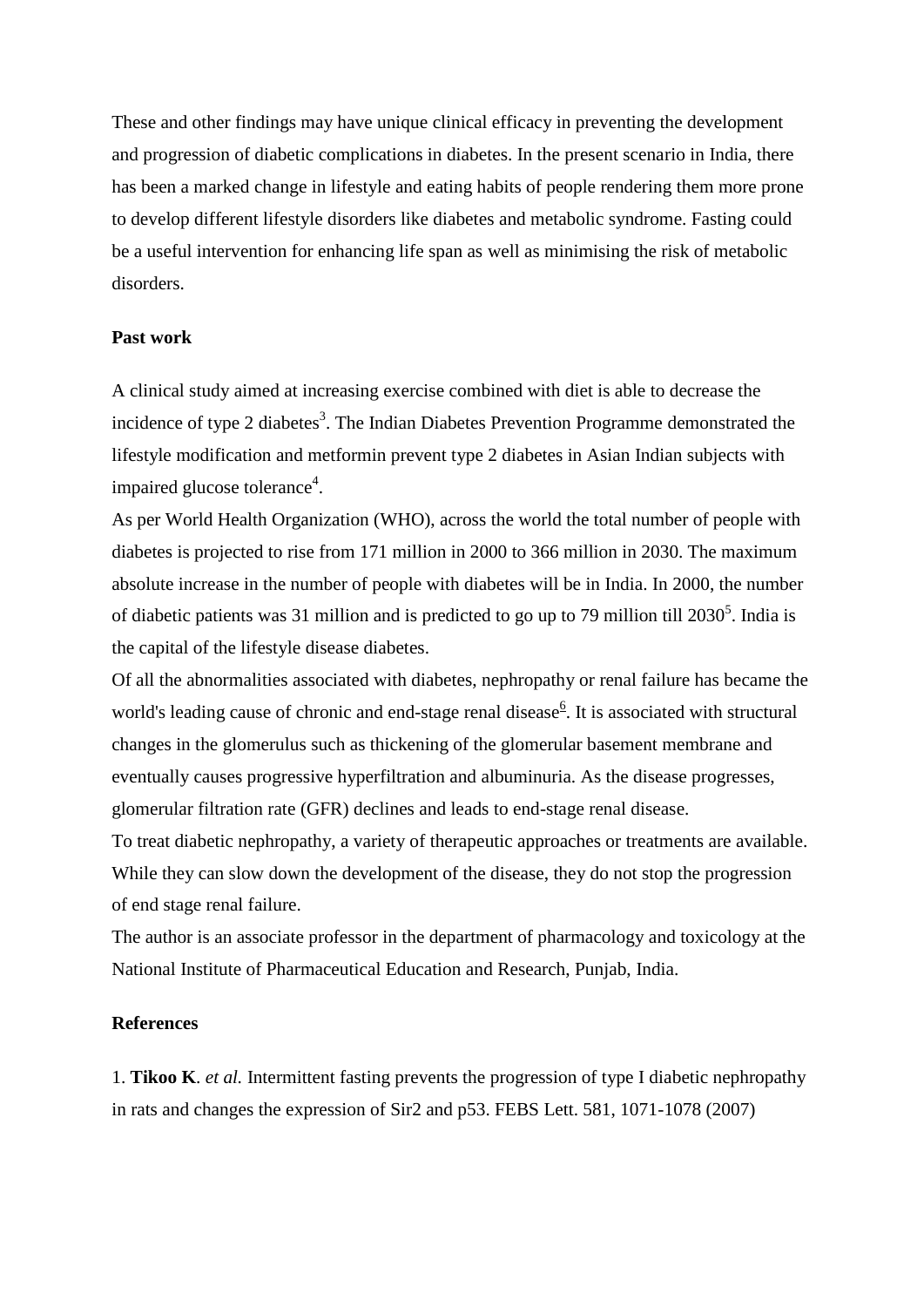These and other findings may have unique clinical efficacy in preventing the development and progression of diabetic complications in diabetes. In the present scenario in India, there has been a marked change in lifestyle and eating habits of people rendering them more prone to develop different lifestyle disorders like diabetes and metabolic syndrome. Fasting could be a useful intervention for enhancing life span as well as minimising the risk of metabolic disorders.

**Past work**

A clinical study aimed at increasing exercise combined with diet is able to decrease the incidence of type 2 diabetes[3]. The Indian Diabetes Prevention Programme demonstrated the lifestyle modification and metformin prevent type 2 diabetes in Asian Indian subjects with impaired glucose tolerance[4].

As per World Health Organization (WHO), across the world the total number of people with diabetes is projected to rise from 171 million in 2000 to 366 million in 2030. The maximum absolute increase in the number of people with diabetes will be in India. In 2000, the number of diabetic patients was 31 million and is predicted to go up to 79 million till 2030[5]. India is the capital of the lifestyle disease diabetes.

Of all the abnormalities associated with diabetes, nephropathy or renal failure has became the world's leading cause of chronic and end-stage renal disease[6]. It is associated with structural changes in the glomerulus such as thickening of the glomerular basement membrane and eventually causes progressive hyperfiltration and albuminuria. As the disease progresses, glomerular filtration rate (GFR) declines and leads to end-stage renal disease.

To treat diabetic nephropathy, a variety of therapeutic approaches or treatments are available. While they can slow down the development of the disease, they do not stop the progression of end stage renal failure.

The author is an associate professor in the department of pharmacology and toxicology at the National Institute of Pharmaceutical Education and Research, Punjab, India.

**References**

1. **Tikoo K**. *et al.* Intermittent fasting prevents the progression of type I diabetic nephropathy in rats and changes the expression of Sir2 and p53. FEBS Lett. 581, 1071-1078 (2007)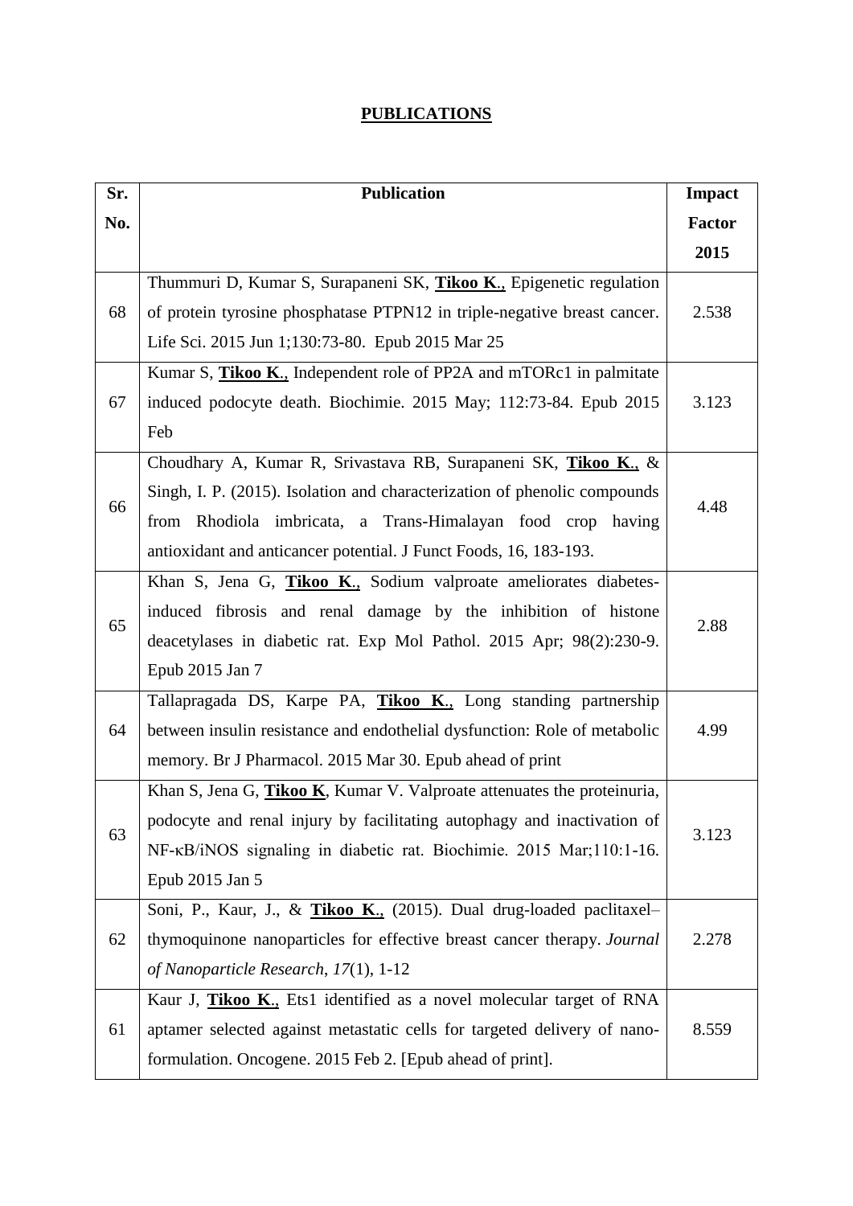## PUBLICATIONS

| Sr. No. | Publication | Impact Factor 2015 |
|---|---|---|
| 68 | Thummuri D, Kumar S, Surapaneni SK, **Tikoo K**., Epigenetic regulation of protein tyrosine phosphatase PTPN12 in triple-negative breast cancer. Life Sci. 2015 Jun 1;130:73-80. Epub 2015 Mar 25 | 2.538 |
| 67 | Kumar S, **Tikoo K**., Independent role of PP2A and mTORc1 in palmitate induced podocyte death. Biochimie. 2015 May; 112:73-84. Epub 2015 Feb | 3.123 |
| 66 | Choudhary A, Kumar R, Srivastava RB, Surapaneni SK, **Tikoo K**., & Singh, I. P. (2015). Isolation and characterization of phenolic compounds from Rhodiola imbricata, a Trans-Himalayan food crop having antioxidant and anticancer potential. J Funct Foods, 16, 183-193. | 4.48 |
| 65 | Khan S, Jena G, **Tikoo K**., Sodium valproate ameliorates diabetes-induced fibrosis and renal damage by the inhibition of histone deacetylases in diabetic rat. Exp Mol Pathol. 2015 Apr; 98(2):230-9. Epub 2015 Jan 7 | 2.88 |
| 64 | Tallapragada DS, Karpe PA, **Tikoo K**., Long standing partnership between insulin resistance and endothelial dysfunction: Role of metabolic memory. Br J Pharmacol. 2015 Mar 30. Epub ahead of print | 4.99 |
| 63 | Khan S, Jena G, **Tikoo K**, Kumar V. Valproate attenuates the proteinuria, podocyte and renal injury by facilitating autophagy and inactivation of NF-κB/iNOS signaling in diabetic rat. Biochimie. 2015 Mar;110:1-16. Epub 2015 Jan 5 | 3.123 |
| 62 | Soni, P., Kaur, J., & **Tikoo K**., (2015). Dual drug-loaded paclitaxel–thymoquinone nanoparticles for effective breast cancer therapy. *Journal of Nanoparticle Research*, *17*(1), 1-12 | 2.278 |
| 61 | Kaur J, **Tikoo K**., Ets1 identified as a novel molecular target of RNA aptamer selected against metastatic cells for targeted delivery of nano-formulation. Oncogene. 2015 Feb 2. [Epub ahead of print]. | 8.559 |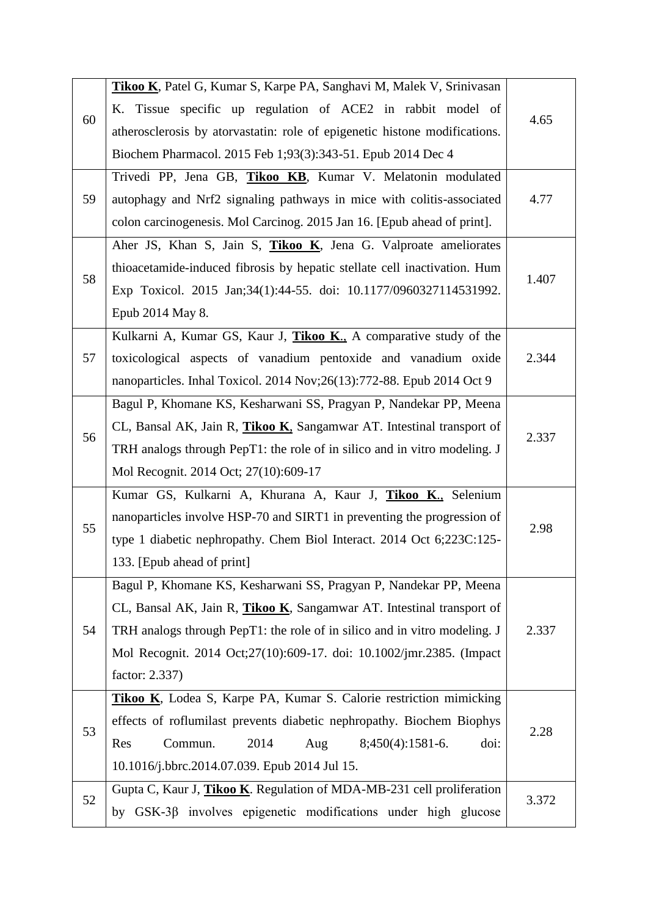| | | |
|---|---|---|
| 60 | **Tikoo K**, Patel G, Kumar S, Karpe PA, Sanghavi M, Malek V, Srinivasan K. Tissue specific up regulation of ACE2 in rabbit model of atherosclerosis by atorvastatin: role of epigenetic histone modifications. Biochem Pharmacol. 2015 Feb 1;93(3):343-51. Epub 2014 Dec 4 | 4.65 |
| 59 | Trivedi PP, Jena GB, **Tikoo KB**, Kumar V. Melatonin modulated autophagy and Nrf2 signaling pathways in mice with colitis-associated colon carcinogenesis. Mol Carcinog. 2015 Jan 16. [Epub ahead of print]. | 4.77 |
| 58 | Aher JS, Khan S, Jain S, **Tikoo K**, Jena G. Valproate ameliorates thioacetamide-induced fibrosis by hepatic stellate cell inactivation. Hum Exp Toxicol. 2015 Jan;34(1):44-55. doi: 10.1177/0960327114531992. Epub 2014 May 8. | 1.407 |
| 57 | Kulkarni A, Kumar GS, Kaur J, **Tikoo K.**, A comparative study of the toxicological aspects of vanadium pentoxide and vanadium oxide nanoparticles. Inhal Toxicol. 2014 Nov;26(13):772-88. Epub 2014 Oct 9 | 2.344 |
| 56 | Bagul P, Khomane KS, Kesharwani SS, Pragyan P, Nandekar PP, Meena CL, Bansal AK, Jain R, **Tikoo K**, Sangamwar AT. Intestinal transport of TRH analogs through PepT1: the role of in silico and in vitro modeling. J Mol Recognit. 2014 Oct; 27(10):609-17 | 2.337 |
| 55 | Kumar GS, Kulkarni A, Khurana A, Kaur J, **Tikoo K.**, Selenium nanoparticles involve HSP-70 and SIRT1 in preventing the progression of type 1 diabetic nephropathy. Chem Biol Interact. 2014 Oct 6;223C:125-133. [Epub ahead of print] | 2.98 |
| 54 | Bagul P, Khomane KS, Kesharwani SS, Pragyan P, Nandekar PP, Meena CL, Bansal AK, Jain R, **Tikoo K**, Sangamwar AT. Intestinal transport of TRH analogs through PepT1: the role of in silico and in vitro modeling. J Mol Recognit. 2014 Oct;27(10):609-17. doi: 10.1002/jmr.2385. (Impact factor: 2.337) | 2.337 |
| 53 | **Tikoo K**, Lodea S, Karpe PA, Kumar S. Calorie restriction mimicking effects of roflumilast prevents diabetic nephropathy. Biochem Biophys Res Commun. 2014 Aug 8;450(4):1581-6. doi: 10.1016/j.bbrc.2014.07.039. Epub 2014 Jul 15. | 2.28 |
| 52 | Gupta C, Kaur J, **Tikoo K**. Regulation of MDA-MB-231 cell proliferation by GSK-3β involves epigenetic modifications under high glucose | 3.372 |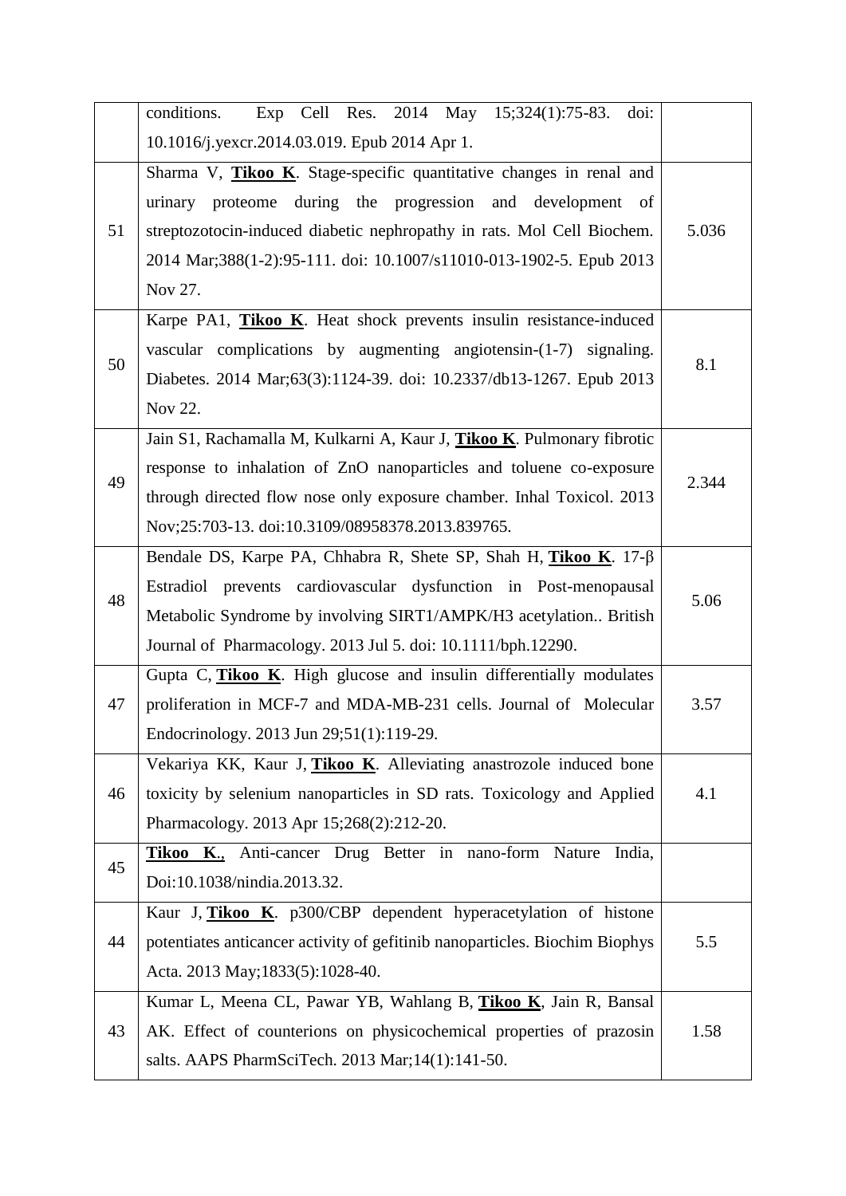| | | |
|---|---|---|
| | conditions. Exp Cell Res. 2014 May 15;324(1):75-83. doi: 10.1016/j.yexcr.2014.03.019. Epub 2014 Apr 1. | |
| 51 | Sharma V, **Tikoo K**. Stage-specific quantitative changes in renal and urinary proteome during the progression and development of streptozotocin-induced diabetic nephropathy in rats. Mol Cell Biochem. 2014 Mar;388(1-2):95-111. doi: 10.1007/s11010-013-1902-5. Epub 2013 Nov 27. | 5.036 |
| 50 | Karpe PA1, **Tikoo K**. Heat shock prevents insulin resistance-induced vascular complications by augmenting angiotensin-(1-7) signaling. Diabetes. 2014 Mar;63(3):1124-39. doi: 10.2337/db13-1267. Epub 2013 Nov 22. | 8.1 |
| 49 | Jain S1, Rachamalla M, Kulkarni A, Kaur J, **Tikoo K**. Pulmonary fibrotic response to inhalation of ZnO nanoparticles and toluene co-exposure through directed flow nose only exposure chamber. Inhal Toxicol. 2013 Nov;25:703-13. doi:10.3109/08958378.2013.839765. | 2.344 |
| 48 | Bendale DS, Karpe PA, Chhabra R, Shete SP, Shah H, **Tikoo K**. 17-β Estradiol prevents cardiovascular dysfunction in Post-menopausal Metabolic Syndrome by involving SIRT1/AMPK/H3 acetylation.. British Journal of Pharmacology. 2013 Jul 5. doi: 10.1111/bph.12290. | 5.06 |
| 47 | Gupta C, **Tikoo K**. High glucose and insulin differentially modulates proliferation in MCF-7 and MDA-MB-231 cells. Journal of Molecular Endocrinology. 2013 Jun 29;51(1):119-29. | 3.57 |
| 46 | Vekariya KK, Kaur J, **Tikoo K**. Alleviating anastrozole induced bone toxicity by selenium nanoparticles in SD rats. Toxicology and Applied Pharmacology. 2013 Apr 15;268(2):212-20. | 4.1 |
| 45 | **Tikoo K.**, Anti-cancer Drug Better in nano-form Nature India, Doi:10.1038/nindia.2013.32. | |
| 44 | Kaur J, **Tikoo K**. p300/CBP dependent hyperacetylation of histone potentiates anticancer activity of gefitinib nanoparticles. Biochim Biophys Acta. 2013 May;1833(5):1028-40. | 5.5 |
| 43 | Kumar L, Meena CL, Pawar YB, Wahlang B, **Tikoo K**, Jain R, Bansal AK. Effect of counterions on physicochemical properties of prazosin salts. AAPS PharmSciTech. 2013 Mar;14(1):141-50. | 1.58 |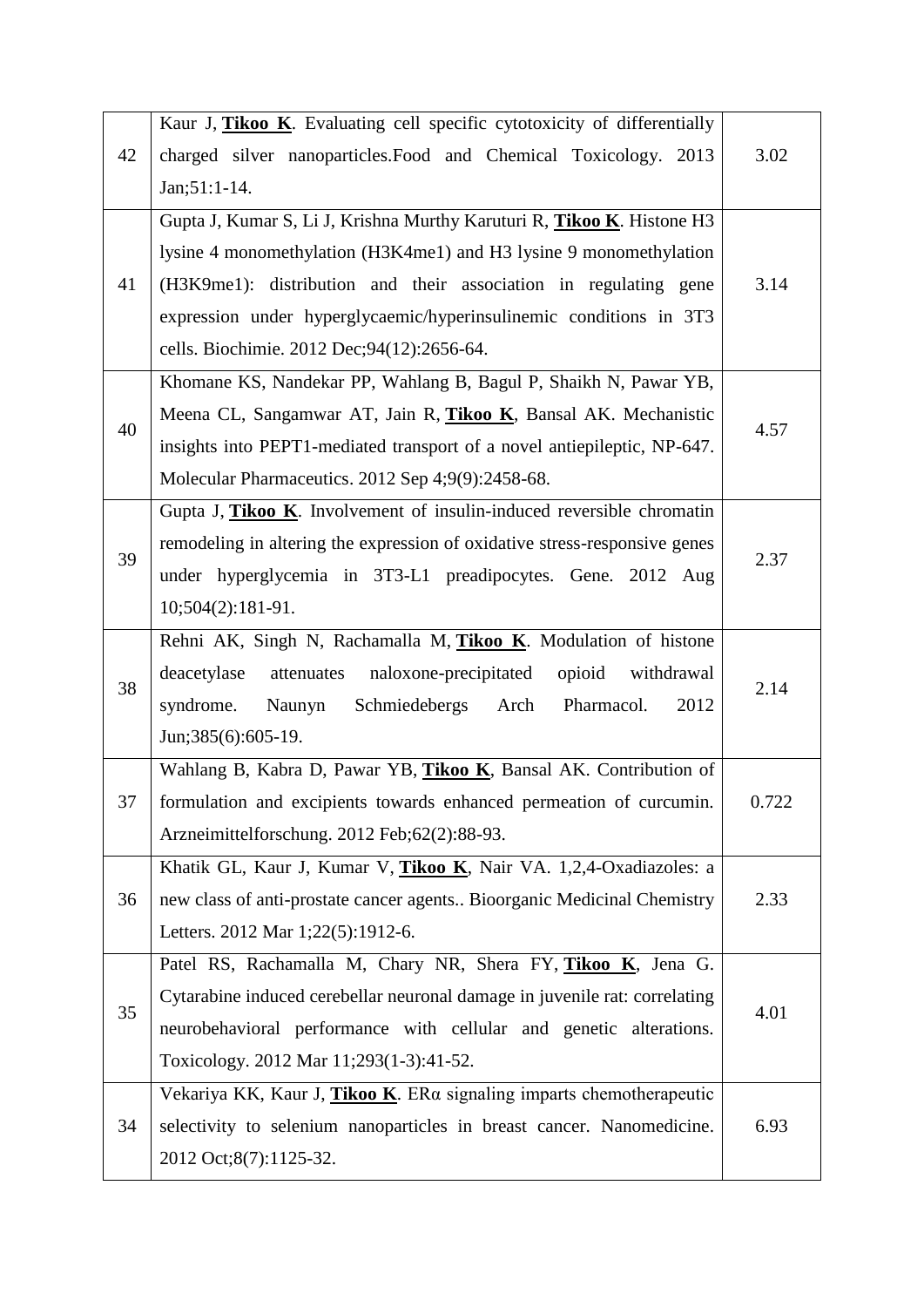| | | |
|---|---|---|
| 42 | Kaur J, **Tikoo K**. Evaluating cell specific cytotoxicity of differentially charged silver nanoparticles.Food and Chemical Toxicology. 2013 Jan;51:1-14. | 3.02 |
| 41 | Gupta J, Kumar S, Li J, Krishna Murthy Karuturi R, **Tikoo K**. Histone H3 lysine 4 monomethylation (H3K4me1) and H3 lysine 9 monomethylation (H3K9me1): distribution and their association in regulating gene expression under hyperglycaemic/hyperinsulinemic conditions in 3T3 cells. Biochimie. 2012 Dec;94(12):2656-64. | 3.14 |
| 40 | Khomane KS, Nandekar PP, Wahlang B, Bagul P, Shaikh N, Pawar YB, Meena CL, Sangamwar AT, Jain R, **Tikoo K**, Bansal AK. Mechanistic insights into PEPT1-mediated transport of a novel antiepileptic, NP-647. Molecular Pharmaceutics. 2012 Sep 4;9(9):2458-68. | 4.57 |
| 39 | Gupta J, **Tikoo K**. Involvement of insulin-induced reversible chromatin remodeling in altering the expression of oxidative stress-responsive genes under hyperglycemia in 3T3-L1 preadipocytes. Gene. 2012 Aug 10;504(2):181-91. | 2.37 |
| 38 | Rehni AK, Singh N, Rachamalla M, **Tikoo K**. Modulation of histone deacetylase attenuates naloxone-precipitated opioid withdrawal syndrome. Naunyn Schmiedebergs Arch Pharmacol. 2012 Jun;385(6):605-19. | 2.14 |
| 37 | Wahlang B, Kabra D, Pawar YB, **Tikoo K**, Bansal AK. Contribution of formulation and excipients towards enhanced permeation of curcumin. Arzneimittelforschung. 2012 Feb;62(2):88-93. | 0.722 |
| 36 | Khatik GL, Kaur J, Kumar V, **Tikoo K**, Nair VA. 1,2,4-Oxadiazoles: a new class of anti-prostate cancer agents.. Bioorganic Medicinal Chemistry Letters. 2012 Mar 1;22(5):1912-6. | 2.33 |
| 35 | Patel RS, Rachamalla M, Chary NR, Shera FY, **Tikoo K**, Jena G. Cytarabine induced cerebellar neuronal damage in juvenile rat: correlating neurobehavioral performance with cellular and genetic alterations. Toxicology. 2012 Mar 11;293(1-3):41-52. | 4.01 |
| 34 | Vekariya KK, Kaur J, **Tikoo K**. ERα signaling imparts chemotherapeutic selectivity to selenium nanoparticles in breast cancer. Nanomedicine. 2012 Oct;8(7):1125-32. | 6.93 |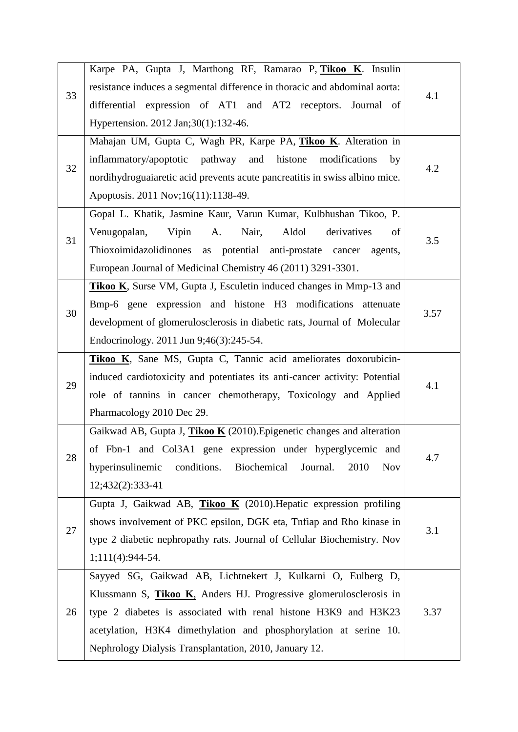| | | |
|---|---|---|
| 33 | Karpe PA, Gupta J, Marthong RF, Ramarao P, **Tikoo K**. Insulin resistance induces a segmental difference in thoracic and abdominal aorta: differential expression of AT1 and AT2 receptors. Journal of Hypertension. 2012 Jan;30(1):132-46. | 4.1 |
| 32 | Mahajan UM, Gupta C, Wagh PR, Karpe PA, **Tikoo K**. Alteration in inflammatory/apoptotic pathway and histone modifications by nordihydroguaiaretic acid prevents acute pancreatitis in swiss albino mice. Apoptosis. 2011 Nov;16(11):1138-49. | 4.2 |
| 31 | Gopal L. Khatik, Jasmine Kaur, Varun Kumar, Kulbhushan Tikoo, P. Venugopalan, Vipin A. Nair, Aldol derivatives of Thioxoimidazolidinones as potential anti-prostate cancer agents, European Journal of Medicinal Chemistry 46 (2011) 3291-3301. | 3.5 |
| 30 | **Tikoo K**, Surse VM, Gupta J, Esculetin induced changes in Mmp-13 and Bmp-6 gene expression and histone H3 modifications attenuate development of glomerulosclerosis in diabetic rats, Journal of Molecular Endocrinology. 2011 Jun 9;46(3):245-54. | 3.57 |
| 29 | **Tikoo K**, Sane MS, Gupta C, Tannic acid ameliorates doxorubicin-induced cardiotoxicity and potentiates its anti-cancer activity: Potential role of tannins in cancer chemotherapy, Toxicology and Applied Pharmacology 2010 Dec 29. | 4.1 |
| 28 | Gaikwad AB, Gupta J, **Tikoo K** (2010).Epigenetic changes and alteration of Fbn-1 and Col3A1 gene expression under hyperglycemic and hyperinsulinemic conditions. Biochemical Journal. 2010 Nov 12;432(2):333-41 | 4.7 |
| 27 | Gupta J, Gaikwad AB, **Tikoo K** (2010).Hepatic expression profiling shows involvement of PKC epsilon, DGK eta, Tnfiap and Rho kinase in type 2 diabetic nephropathy rats. Journal of Cellular Biochemistry. Nov 1;111(4):944-54. | 3.1 |
| 26 | Sayyed SG, Gaikwad AB, Lichtnekert J, Kulkarni O, Eulberg D, Klussmann S, **Tikoo K**, Anders HJ. Progressive glomerulosclerosis in type 2 diabetes is associated with renal histone H3K9 and H3K23 acetylation, H3K4 dimethylation and phosphorylation at serine 10. Nephrology Dialysis Transplantation, 2010, January 12. | 3.37 |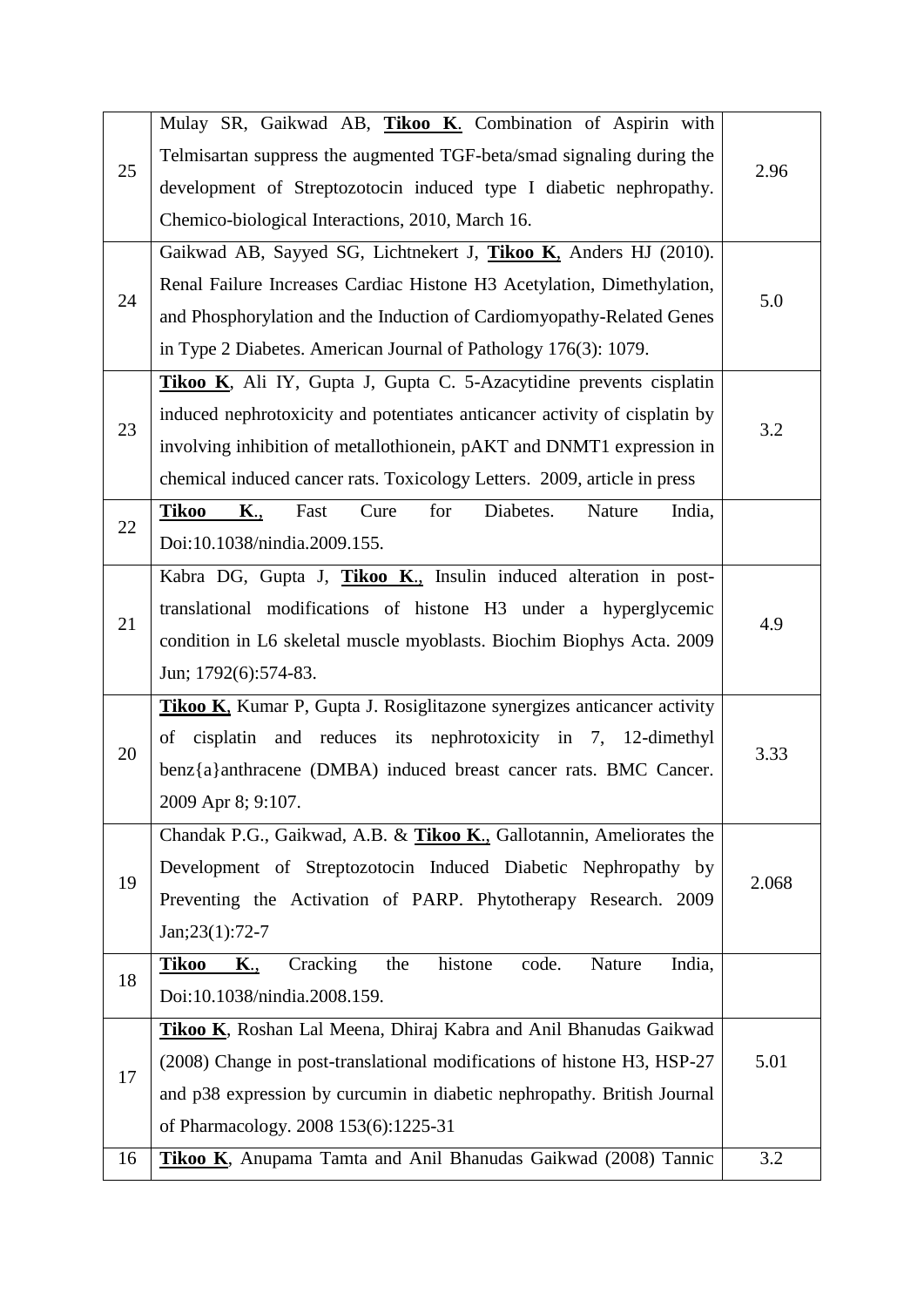| | | |
|---|---|---|
| 25 | Mulay SR, Gaikwad AB, **Tikoo K**. Combination of Aspirin with Telmisartan suppress the augmented TGF-beta/smad signaling during the development of Streptozotocin induced type I diabetic nephropathy. Chemico-biological Interactions, 2010, March 16. | 2.96 |
| 24 | Gaikwad AB, Sayyed SG, Lichtnekert J, **Tikoo K**, Anders HJ (2010). Renal Failure Increases Cardiac Histone H3 Acetylation, Dimethylation, and Phosphorylation and the Induction of Cardiomyopathy-Related Genes in Type 2 Diabetes. American Journal of Pathology 176(3): 1079. | 5.0 |
| 23 | **Tikoo K**, Ali IY, Gupta J, Gupta C. 5-Azacytidine prevents cisplatin induced nephrotoxicity and potentiates anticancer activity of cisplatin by involving inhibition of metallothionein, pAKT and DNMT1 expression in chemical induced cancer rats. Toxicology Letters. 2009, article in press | 3.2 |
| 22 | **Tikoo K**., Fast Cure for Diabetes. Nature India, Doi:10.1038/nindia.2009.155. | |
| 21 | Kabra DG, Gupta J, **Tikoo K**., Insulin induced alteration in post-translational modifications of histone H3 under a hyperglycemic condition in L6 skeletal muscle myoblasts. Biochim Biophys Acta. 2009 Jun; 1792(6):574-83. | 4.9 |
| 20 | **Tikoo K**, Kumar P, Gupta J. Rosiglitazone synergizes anticancer activity of cisplatin and reduces its nephrotoxicity in 7, 12-dimethyl benz{a}anthracene (DMBA) induced breast cancer rats. BMC Cancer. 2009 Apr 8; 9:107. | 3.33 |
| 19 | Chandak P.G., Gaikwad, A.B. & **Tikoo K**., Gallotannin, Ameliorates the Development of Streptozotocin Induced Diabetic Nephropathy by Preventing the Activation of PARP. Phytotherapy Research. 2009 Jan;23(1):72-7 | 2.068 |
| 18 | **Tikoo K**., Cracking the histone code. Nature India, Doi:10.1038/nindia.2008.159. | |
| 17 | **Tikoo K**, Roshan Lal Meena, Dhiraj Kabra and Anil Bhanudas Gaikwad (2008) Change in post-translational modifications of histone H3, HSP-27 and p38 expression by curcumin in diabetic nephropathy. British Journal of Pharmacology. 2008 153(6):1225-31 | 5.01 |
| 16 | **Tikoo K**, Anupama Tamta and Anil Bhanudas Gaikwad (2008) Tannic | 3.2 |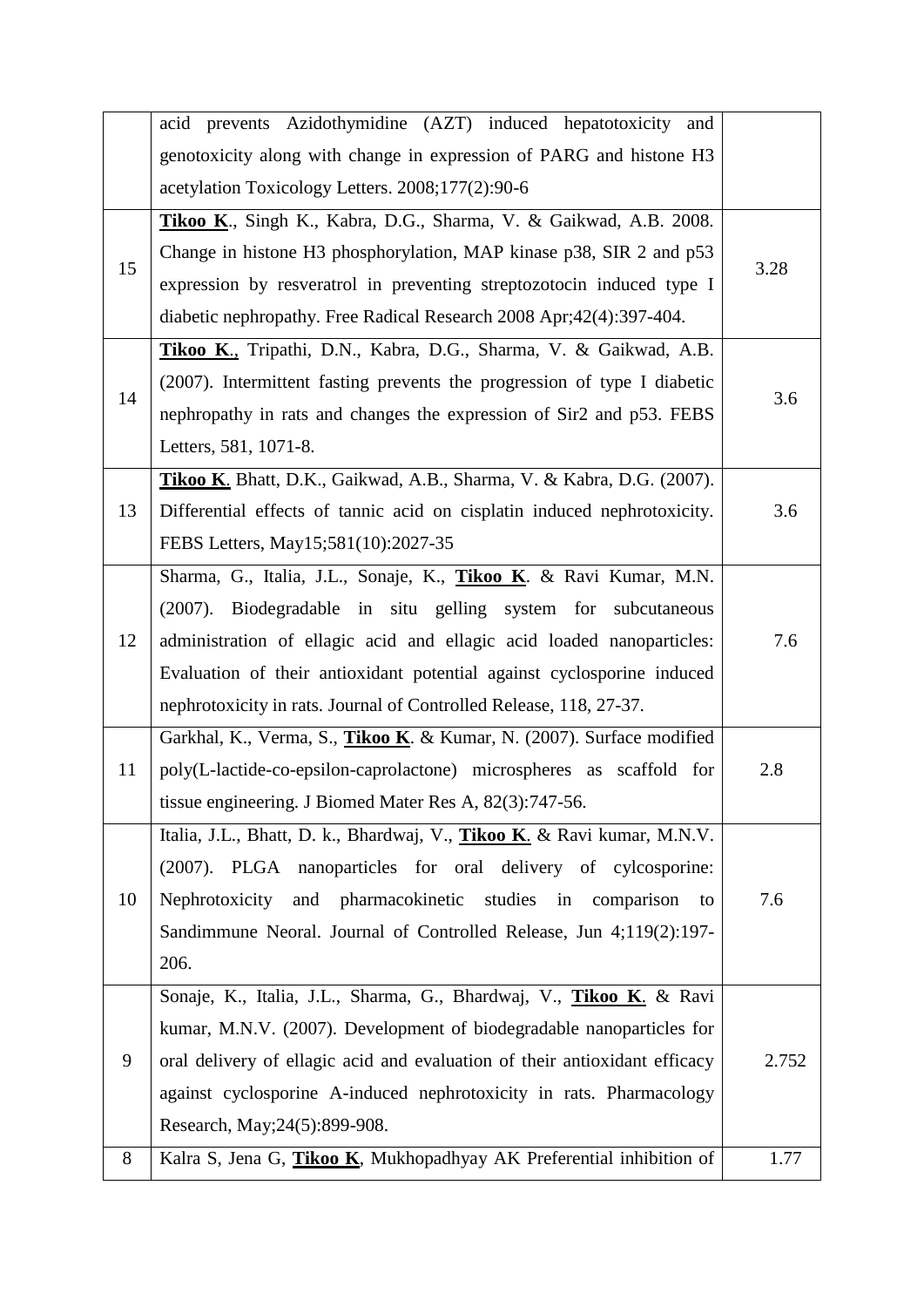| | | |
|---|---|---|
| | acid prevents Azidothymidine (AZT) induced hepatotoxicity and genotoxicity along with change in expression of PARG and histone H3 acetylation Toxicology Letters. 2008;177(2):90-6 | |
| 15 | **Tikoo K**., Singh K., Kabra, D.G., Sharma, V. & Gaikwad, A.B. 2008. Change in histone H3 phosphorylation, MAP kinase p38, SIR 2 and p53 expression by resveratrol in preventing streptozotocin induced type I diabetic nephropathy. Free Radical Research 2008 Apr;42(4):397-404. | 3.28 |
| 14 | **Tikoo K**., Tripathi, D.N., Kabra, D.G., Sharma, V. & Gaikwad, A.B. (2007). Intermittent fasting prevents the progression of type I diabetic nephropathy in rats and changes the expression of Sir2 and p53. FEBS Letters, 581, 1071-8. | 3.6 |
| 13 | **Tikoo K**. Bhatt, D.K., Gaikwad, A.B., Sharma, V. & Kabra, D.G. (2007). Differential effects of tannic acid on cisplatin induced nephrotoxicity. FEBS Letters, May15;581(10):2027-35 | 3.6 |
| 12 | Sharma, G., Italia, J.L., Sonaje, K., **Tikoo K**. & Ravi Kumar, M.N. (2007). Biodegradable in situ gelling system for subcutaneous administration of ellagic acid and ellagic acid loaded nanoparticles: Evaluation of their antioxidant potential against cyclosporine induced nephrotoxicity in rats. Journal of Controlled Release, 118, 27-37. | 7.6 |
| 11 | Garkhal, K., Verma, S., **Tikoo K**. & Kumar, N. (2007). Surface modified poly(L-lactide-co-epsilon-caprolactone) microspheres as scaffold for tissue engineering. J Biomed Mater Res A, 82(3):747-56. | 2.8 |
| 10 | Italia, J.L., Bhatt, D. k., Bhardwaj, V., **Tikoo K**. & Ravi kumar, M.N.V. (2007). PLGA nanoparticles for oral delivery of cylcosporine: Nephrotoxicity and pharmacokinetic studies in comparison to Sandimmune Neoral. Journal of Controlled Release, Jun 4;119(2):197-206. | 7.6 |
| 9 | Sonaje, K., Italia, J.L., Sharma, G., Bhardwaj, V., **Tikoo K**. & Ravi kumar, M.N.V. (2007). Development of biodegradable nanoparticles for oral delivery of ellagic acid and evaluation of their antioxidant efficacy against cyclosporine A-induced nephrotoxicity in rats. Pharmacology Research, May;24(5):899-908. | 2.752 |
| 8 | Kalra S, Jena G, **Tikoo K**, Mukhopadhyay AK Preferential inhibition of | 1.77 |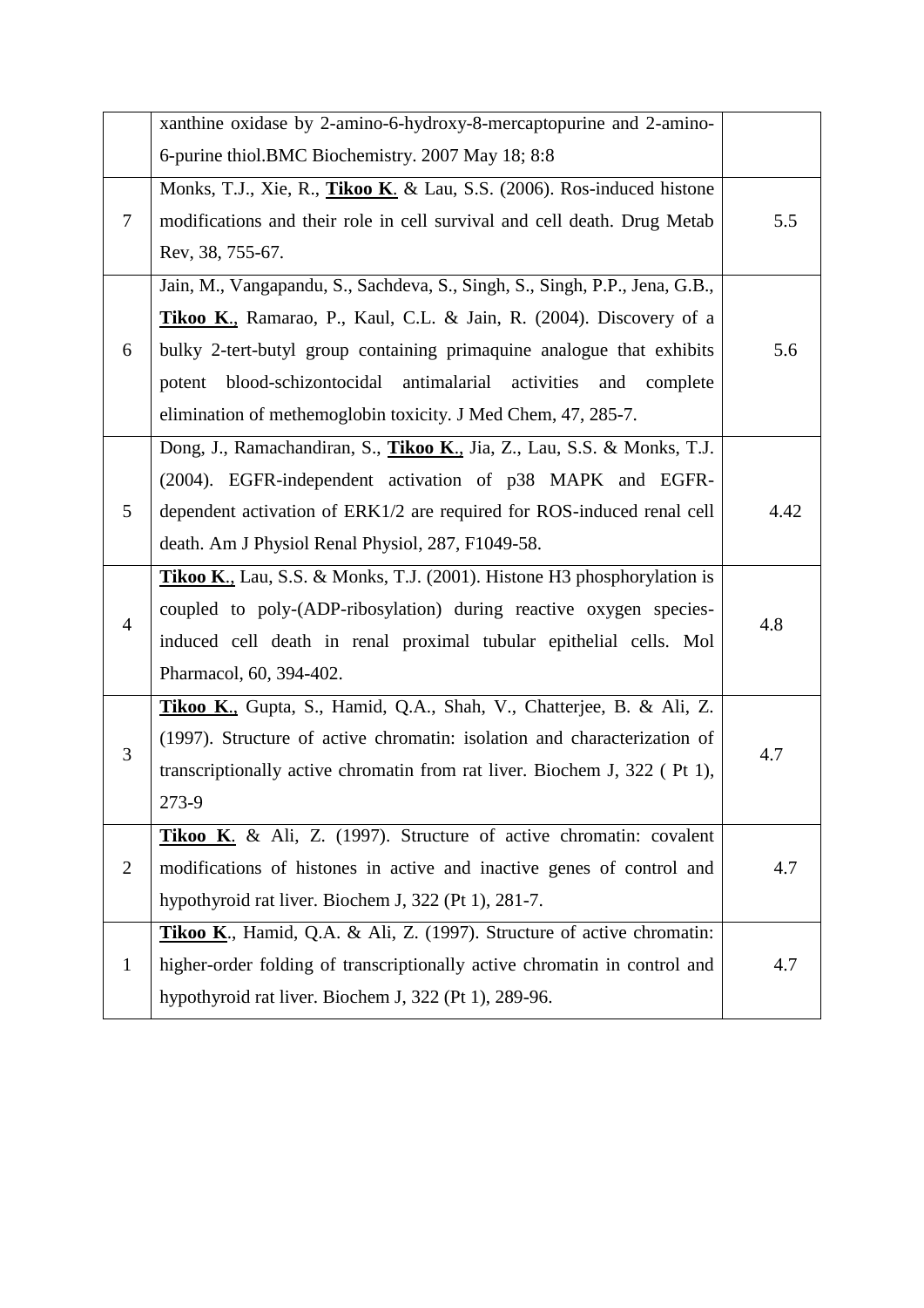| | | |
|---|---|---|
| | xanthine oxidase by 2-amino-6-hydroxy-8-mercaptopurine and 2-amino-6-purine thiol.BMC Biochemistry. 2007 May 18; 8:8 | |
| 7 | Monks, T.J., Xie, R., **Tikoo K**. & Lau, S.S. (2006). Ros-induced histone modifications and their role in cell survival and cell death. Drug Metab Rev, 38, 755-67. | 5.5 |
| 6 | Jain, M., Vangapandu, S., Sachdeva, S., Singh, S., Singh, P.P., Jena, G.B., **Tikoo K**., Ramarao, P., Kaul, C.L. & Jain, R. (2004). Discovery of a bulky 2-tert-butyl group containing primaquine analogue that exhibits potent blood-schizontocidal antimalarial activities and complete elimination of methemoglobin toxicity. J Med Chem, 47, 285-7. | 5.6 |
| 5 | Dong, J., Ramachandiran, S., **Tikoo K**., Jia, Z., Lau, S.S. & Monks, T.J. (2004). EGFR-independent activation of p38 MAPK and EGFR-dependent activation of ERK1/2 are required for ROS-induced renal cell death. Am J Physiol Renal Physiol, 287, F1049-58. | 4.42 |
| 4 | **Tikoo K**., Lau, S.S. & Monks, T.J. (2001). Histone H3 phosphorylation is coupled to poly-(ADP-ribosylation) during reactive oxygen species-induced cell death in renal proximal tubular epithelial cells. Mol Pharmacol, 60, 394-402. | 4.8 |
| 3 | **Tikoo K**., Gupta, S., Hamid, Q.A., Shah, V., Chatterjee, B. & Ali, Z. (1997). Structure of active chromatin: isolation and characterization of transcriptionally active chromatin from rat liver. Biochem J, 322 ( Pt 1), 273-9 | 4.7 |
| 2 | **Tikoo K**. & Ali, Z. (1997). Structure of active chromatin: covalent modifications of histones in active and inactive genes of control and hypothyroid rat liver. Biochem J, 322 (Pt 1), 281-7. | 4.7 |
| 1 | **Tikoo K**., Hamid, Q.A. & Ali, Z. (1997). Structure of active chromatin: higher-order folding of transcriptionally active chromatin in control and hypothyroid rat liver. Biochem J, 322 (Pt 1), 289-96. | 4.7 |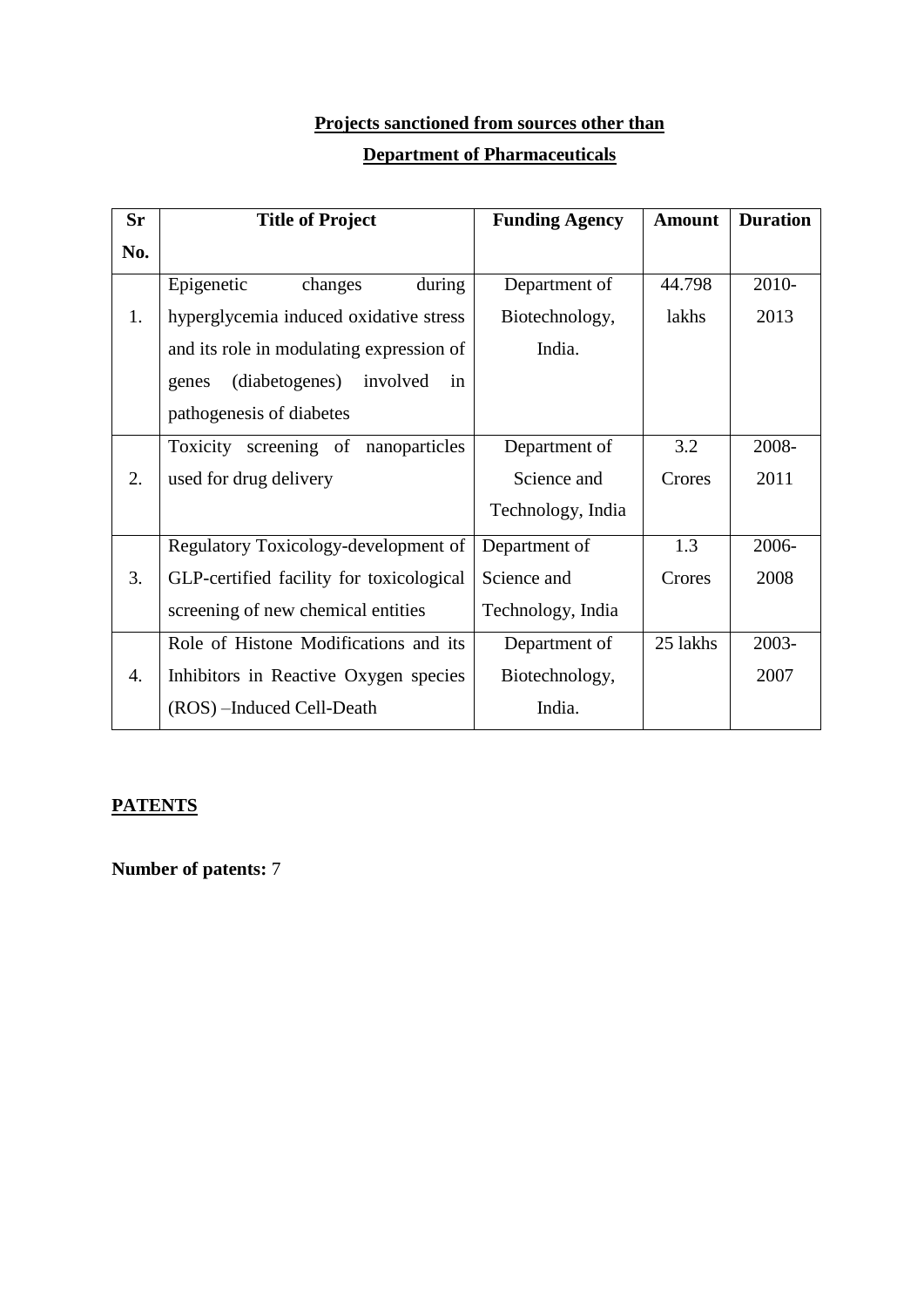## Projects sanctioned from sources other than Department of Pharmaceuticals

| Sr No. | Title of Project | Funding Agency | Amount | Duration |
|---|---|---|---|---|
| 1. | Epigenetic changes during hyperglycemia induced oxidative stress and its role in modulating expression of genes (diabetogenes) involved in pathogenesis of diabetes | Department of Biotechnology, India. | 44.798 lakhs | 2010-2013 |
| 2. | Toxicity screening of nanoparticles used for drug delivery | Department of Science and Technology, India | 3.2 Crores | 2008-2011 |
| 3. | Regulatory Toxicology-development of GLP-certified facility for toxicological screening of new chemical entities | Department of Science and Technology, India | 1.3 Crores | 2006-2008 |
| 4. | Role of Histone Modifications and its Inhibitors in Reactive Oxygen species (ROS) –Induced Cell-Death | Department of Biotechnology, India. | 25 lakhs | 2003-2007 |

## PATENTS

**Number of patents:** 7